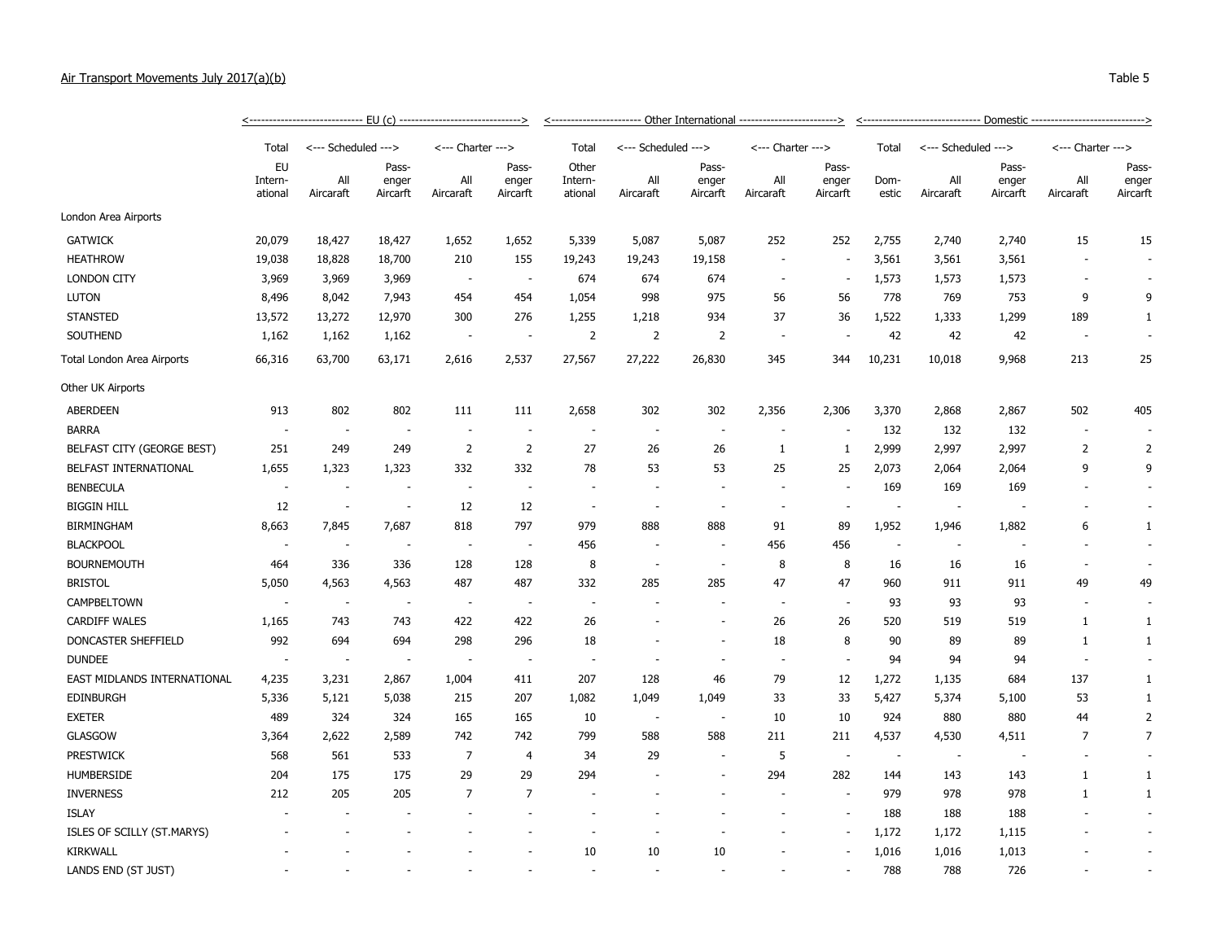Air Transport Movements July 2017(a)(b)

Table 5

| | <--- EU (c) ---> | | | | | <--- Other International ---> | | | | | <--- Domestic ---> | | | | |
|---|---|---|---|---|---|---|---|---|---|---|---|---|---|---|---|
| | Total | <--- Scheduled ---> | | <--- Charter ---> | | Total | <--- Scheduled ---> | | <--- Charter ---> | | Total | <--- Scheduled ---> | | <--- Charter ---> | |
| | EU International | All Aircraft | Passenger Aircraft | All Aircraft | Passenger Aircraft | Other International | All Aircraft | Passenger Aircraft | All Aircraft | Passenger Aircraft | Domestic | All Aircraft | Passenger Aircraft | All Aircraft | Passenger Aircraft |
| London Area Airports | | | | | | | | | | | | | | | |
| GATWICK | 20,079 | 18,427 | 18,427 | 1,652 | 1,652 | 5,339 | 5,087 | 5,087 | 252 | 252 | 2,755 | 2,740 | 2,740 | 15 | 15 |
| HEATHROW | 19,038 | 18,828 | 18,700 | 210 | 155 | 19,243 | 19,243 | 19,158 | - | - | 3,561 | 3,561 | 3,561 | - | - |
| LONDON CITY | 3,969 | 3,969 | 3,969 | - | - | 674 | 674 | 674 | - | - | 1,573 | 1,573 | 1,573 | - | - |
| LUTON | 8,496 | 8,042 | 7,943 | 454 | 454 | 1,054 | 998 | 975 | 56 | 56 | 778 | 769 | 753 | 9 | 9 |
| STANSTED | 13,572 | 13,272 | 12,970 | 300 | 276 | 1,255 | 1,218 | 934 | 37 | 36 | 1,522 | 1,333 | 1,299 | 189 | 1 |
| SOUTHEND | 1,162 | 1,162 | 1,162 | - | - | 2 | 2 | 2 | - | - | 42 | 42 | 42 | - | - |
| Total London Area Airports | 66,316 | 63,700 | 63,171 | 2,616 | 2,537 | 27,567 | 27,222 | 26,830 | 345 | 344 | 10,231 | 10,018 | 9,968 | 213 | 25 |
| Other UK Airports | | | | | | | | | | | | | | | |
| ABERDEEN | 913 | 802 | 802 | 111 | 111 | 2,658 | 302 | 302 | 2,356 | 2,306 | 3,370 | 2,868 | 2,867 | 502 | 405 |
| BARRA | - | - | - | - | - | - | - | - | - | - | 132 | 132 | 132 | - | - |
| BELFAST CITY (GEORGE BEST) | 251 | 249 | 249 | 2 | 2 | 27 | 26 | 26 | 1 | 1 | 2,999 | 2,997 | 2,997 | 2 | 2 |
| BELFAST INTERNATIONAL | 1,655 | 1,323 | 1,323 | 332 | 332 | 78 | 53 | 53 | 25 | 25 | 2,073 | 2,064 | 2,064 | 9 | 9 |
| BENBECULA | - | - | - | - | - | - | - | - | - | - | 169 | 169 | 169 | - | - |
| BIGGIN HILL | 12 | - | - | 12 | 12 | - | - | - | - | - | - | - | - | - | - |
| BIRMINGHAM | 8,663 | 7,845 | 7,687 | 818 | 797 | 979 | 888 | 888 | 91 | 89 | 1,952 | 1,946 | 1,882 | 6 | 1 |
| BLACKPOOL | - | - | - | - | - | 456 | - | - | 456 | 456 | - | - | - | - | - |
| BOURNEMOUTH | 464 | 336 | 336 | 128 | 128 | 8 | - | - | 8 | 8 | 16 | 16 | 16 | - | - |
| BRISTOL | 5,050 | 4,563 | 4,563 | 487 | 487 | 332 | 285 | 285 | 47 | 47 | 960 | 911 | 911 | 49 | 49 |
| CAMPBELTOWN | - | - | - | - | - | - | - | - | - | - | 93 | 93 | 93 | - | - |
| CARDIFF WALES | 1,165 | 743 | 743 | 422 | 422 | 26 | - | - | 26 | 26 | 520 | 519 | 519 | 1 | 1 |
| DONCASTER SHEFFIELD | 992 | 694 | 694 | 298 | 296 | 18 | - | - | 18 | 8 | 90 | 89 | 89 | 1 | 1 |
| DUNDEE | - | - | - | - | - | - | - | - | - | - | 94 | 94 | 94 | - | - |
| EAST MIDLANDS INTERNATIONAL | 4,235 | 3,231 | 2,867 | 1,004 | 411 | 207 | 128 | 46 | 79 | 12 | 1,272 | 1,135 | 684 | 137 | 1 |
| EDINBURGH | 5,336 | 5,121 | 5,038 | 215 | 207 | 1,082 | 1,049 | 1,049 | 33 | 33 | 5,427 | 5,374 | 5,100 | 53 | 1 |
| EXETER | 489 | 324 | 324 | 165 | 165 | 10 | - | - | 10 | 10 | 924 | 880 | 880 | 44 | 2 |
| GLASGOW | 3,364 | 2,622 | 2,589 | 742 | 742 | 799 | 588 | 588 | 211 | 211 | 4,537 | 4,530 | 4,511 | 7 | 7 |
| PRESTWICK | 568 | 561 | 533 | 7 | 4 | 34 | 29 | - | 5 | - | - | - | - | - | - |
| HUMBERSIDE | 204 | 175 | 175 | 29 | 29 | 294 | - | - | 294 | 282 | 144 | 143 | 143 | 1 | 1 |
| INVERNESS | 212 | 205 | 205 | 7 | 7 | - | - | - | - | - | 979 | 978 | 978 | 1 | 1 |
| ISLAY | - | - | - | - | - | - | - | - | - | - | 188 | 188 | 188 | - | - |
| ISLES OF SCILLY (ST.MARYS) | - | - | - | - | - | - | - | - | - | - | 1,172 | 1,172 | 1,115 | - | - |
| KIRKWALL | - | - | - | - | - | 10 | 10 | 10 | - | - | 1,016 | 1,016 | 1,013 | - | - |
| LANDS END (ST JUST) | - | - | - | - | - | - | - | - | - | - | 788 | 788 | 726 | - | - |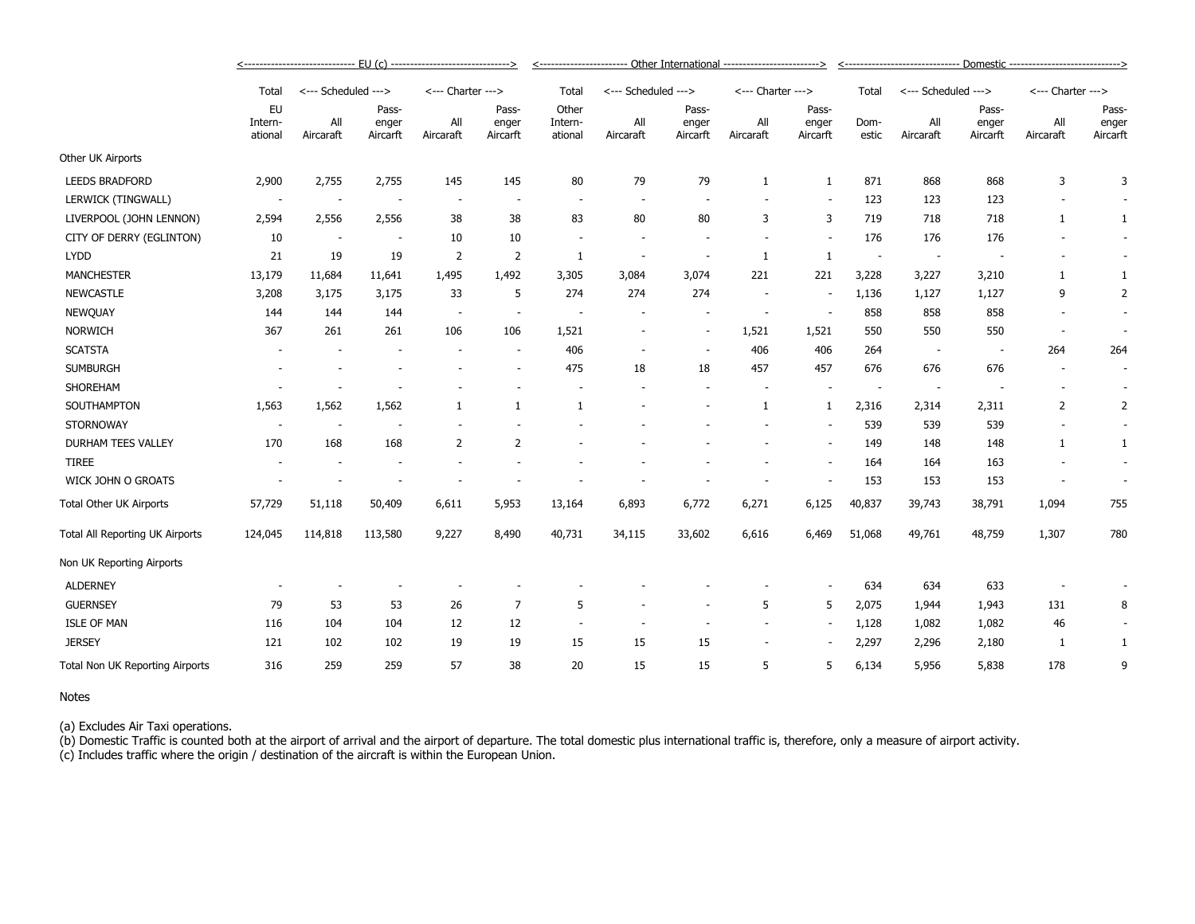| | EU (c) | | | | | Other International | | | | | Domestic | | | | |
|---|---|---|---|---|---|---|---|---|---|---|---|---|---|---|---|
| | Total | Scheduled | | Charter | | Total | Scheduled | | Charter | | Total | Scheduled | | Charter | |
| | EU International | All Aircarft | Passenger Aircarft | All Aircarft | Passenger Aircarft | Other International | All Aircarft | Passenger Aircarft | All Aircarft | Passenger Aircarft | Domestic | All Aircarft | Passenger Aircarft | All Aircarft | Passenger Aircarft |
| Other UK Airports | | | | | | | | | | | | | | | |
| LEEDS BRADFORD | 2,900 | 2,755 | 2,755 | 145 | 145 | 80 | 79 | 79 | 1 | 1 | 871 | 868 | 868 | 3 | 3 |
| LERWICK (TINGWALL) | - | - | - | - | - | - | - | - | - | - | 123 | 123 | 123 | - | - |
| LIVERPOOL (JOHN LENNON) | 2,594 | 2,556 | 2,556 | 38 | 38 | 83 | 80 | 80 | 3 | 3 | 719 | 718 | 718 | 1 | 1 |
| CITY OF DERRY (EGLINTON) | 10 | - | - | 10 | 10 | - | - | - | - | - | 176 | 176 | 176 | - | - |
| LYDD | 21 | 19 | 19 | 2 | 2 | 1 | - | - | 1 | 1 | - | - | - | - | - |
| MANCHESTER | 13,179 | 11,684 | 11,641 | 1,495 | 1,492 | 3,305 | 3,084 | 3,074 | 221 | 221 | 3,228 | 3,227 | 3,210 | 1 | 1 |
| NEWCASTLE | 3,208 | 3,175 | 3,175 | 33 | 5 | 274 | 274 | 274 | - | - | 1,136 | 1,127 | 1,127 | 9 | 2 |
| NEWQUAY | 144 | 144 | 144 | - | - | - | - | - | - | - | 858 | 858 | 858 | - | - |
| NORWICH | 367 | 261 | 261 | 106 | 106 | 1,521 | - | - | 1,521 | 1,521 | 550 | 550 | 550 | - | - |
| SCATSTA | - | - | - | - | - | 406 | - | - | 406 | 406 | 264 | - | - | 264 | 264 |
| SUMBURGH | - | - | - | - | - | 475 | 18 | 18 | 457 | 457 | 676 | 676 | 676 | - | - |
| SHOREHAM | - | - | - | - | - | - | - | - | - | - | - | - | - | - | - |
| SOUTHAMPTON | 1,563 | 1,562 | 1,562 | 1 | 1 | 1 | - | - | 1 | 1 | 2,316 | 2,314 | 2,311 | 2 | 2 |
| STORNOWAY | - | - | - | - | - | - | - | - | - | - | 539 | 539 | 539 | - | - |
| DURHAM TEES VALLEY | 170 | 168 | 168 | 2 | 2 | - | - | - | - | - | 149 | 148 | 148 | 1 | 1 |
| TIREE | - | - | - | - | - | - | - | - | - | - | 164 | 164 | 163 | - | - |
| WICK JOHN O GROATS | - | - | - | - | - | - | - | - | - | - | 153 | 153 | 153 | - | - |
| Total Other UK Airports | 57,729 | 51,118 | 50,409 | 6,611 | 5,953 | 13,164 | 6,893 | 6,772 | 6,271 | 6,125 | 40,837 | 39,743 | 38,791 | 1,094 | 755 |
| Total All Reporting UK Airports | 124,045 | 114,818 | 113,580 | 9,227 | 8,490 | 40,731 | 34,115 | 33,602 | 6,616 | 6,469 | 51,068 | 49,761 | 48,759 | 1,307 | 780 |
| Non UK Reporting Airports | | | | | | | | | | | | | | | |
| ALDERNEY | - | - | - | - | - | - | - | - | - | - | 634 | 634 | 633 | - | - |
| GUERNSEY | 79 | 53 | 53 | 26 | 7 | 5 | - | - | 5 | 5 | 2,075 | 1,944 | 1,943 | 131 | 8 |
| ISLE OF MAN | 116 | 104 | 104 | 12 | 12 | - | - | - | - | - | 1,128 | 1,082 | 1,082 | 46 | - |
| JERSEY | 121 | 102 | 102 | 19 | 19 | 15 | 15 | 15 | - | - | 2,297 | 2,296 | 2,180 | 1 | 1 |
| Total Non UK Reporting Airports | 316 | 259 | 259 | 57 | 38 | 20 | 15 | 15 | 5 | 5 | 6,134 | 5,956 | 5,838 | 178 | 9 |

Notes

(a) Excludes Air Taxi operations.

(b) Domestic Traffic is counted both at the airport of arrival and the airport of departure. The total domestic plus international traffic is, therefore, only a measure of airport activity.

(c) Includes traffic where the origin / destination of the aircraft is within the European Union.